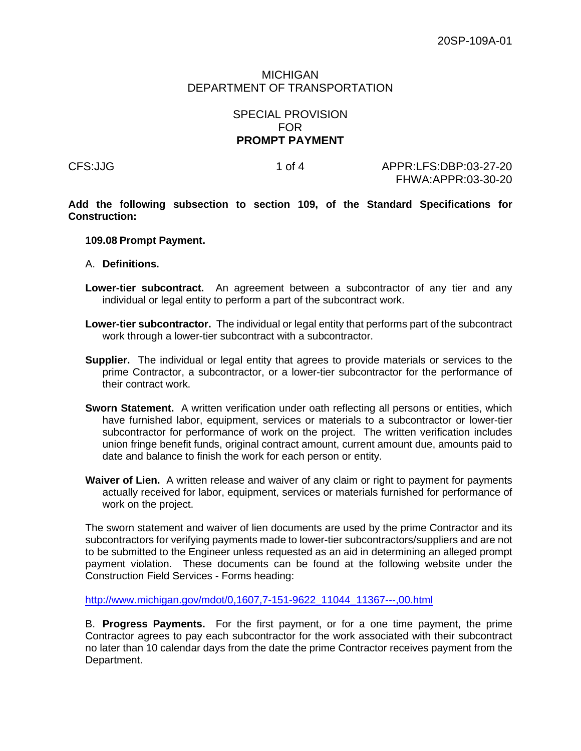20SP-109A-01

MICHIGAN
DEPARTMENT OF TRANSPORTATION

SPECIAL PROVISION
FOR
**PROMPT PAYMENT**

CFS:JJG APPR:LFS:DBP:03-27-20
FHWA:APPR:03-30-20

**Add the following subsection to section 109, of the Standard Specifications for Construction:**

**109.08 Prompt Payment.**

A. **Definitions.**

**Lower-tier subcontract.** An agreement between a subcontractor of any tier and any individual or legal entity to perform a part of the subcontract work.

**Lower-tier subcontractor.** The individual or legal entity that performs part of the subcontract work through a lower-tier subcontract with a subcontractor.

**Supplier.** The individual or legal entity that agrees to provide materials or services to the prime Contractor, a subcontractor, or a lower-tier subcontractor for the performance of their contract work.

**Sworn Statement.** A written verification under oath reflecting all persons or entities, which have furnished labor, equipment, services or materials to a subcontractor or lower-tier subcontractor for performance of work on the project. The written verification includes union fringe benefit funds, original contract amount, current amount due, amounts paid to date and balance to finish the work for each person or entity.

**Waiver of Lien.** A written release and waiver of any claim or right to payment for payments actually received for labor, equipment, services or materials furnished for performance of work on the project.

The sworn statement and waiver of lien documents are used by the prime Contractor and its subcontractors for verifying payments made to lower-tier subcontractors/suppliers and are not to be submitted to the Engineer unless requested as an aid in determining an alleged prompt payment violation. These documents can be found at the following website under the Construction Field Services - Forms heading:

http://www.michigan.gov/mdot/0,1607,7-151-9622_11044_11367---,00.html

B. **Progress Payments.** For the first payment, or for a one time payment, the prime Contractor agrees to pay each subcontractor for the work associated with their subcontract no later than 10 calendar days from the date the prime Contractor receives payment from the Department.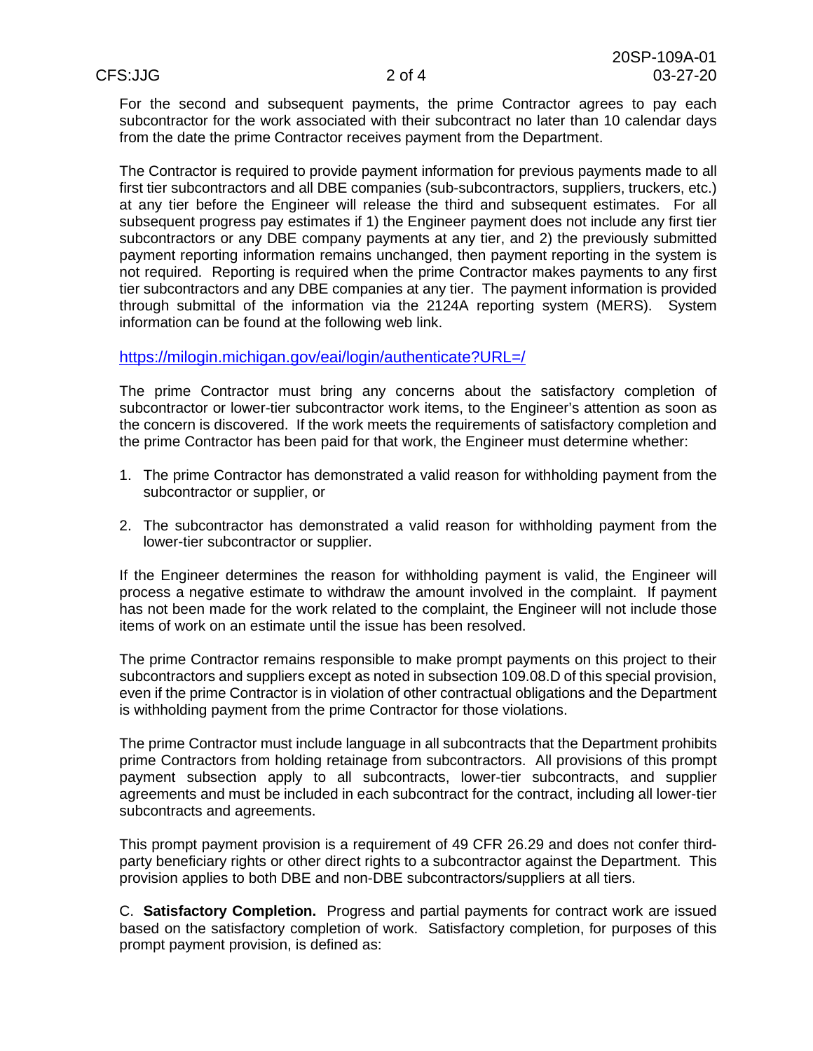For the second and subsequent payments, the prime Contractor agrees to pay each subcontractor for the work associated with their subcontract no later than 10 calendar days from the date the prime Contractor receives payment from the Department.

The Contractor is required to provide payment information for previous payments made to all first tier subcontractors and all DBE companies (sub-subcontractors, suppliers, truckers, etc.) at any tier before the Engineer will release the third and subsequent estimates. For all subsequent progress pay estimates if 1) the Engineer payment does not include any first tier subcontractors or any DBE company payments at any tier, and 2) the previously submitted payment reporting information remains unchanged, then payment reporting in the system is not required. Reporting is required when the prime Contractor makes payments to any first tier subcontractors and any DBE companies at any tier. The payment information is provided through submittal of the information via the 2124A reporting system (MERS). System information can be found at the following web link.

https://milogin.michigan.gov/eai/login/authenticate?URL=/

The prime Contractor must bring any concerns about the satisfactory completion of subcontractor or lower-tier subcontractor work items, to the Engineer's attention as soon as the concern is discovered. If the work meets the requirements of satisfactory completion and the prime Contractor has been paid for that work, the Engineer must determine whether:

1. The prime Contractor has demonstrated a valid reason for withholding payment from the subcontractor or supplier, or

2. The subcontractor has demonstrated a valid reason for withholding payment from the lower-tier subcontractor or supplier.

If the Engineer determines the reason for withholding payment is valid, the Engineer will process a negative estimate to withdraw the amount involved in the complaint. If payment has not been made for the work related to the complaint, the Engineer will not include those items of work on an estimate until the issue has been resolved.

The prime Contractor remains responsible to make prompt payments on this project to their subcontractors and suppliers except as noted in subsection 109.08.D of this special provision, even if the prime Contractor is in violation of other contractual obligations and the Department is withholding payment from the prime Contractor for those violations.

The prime Contractor must include language in all subcontracts that the Department prohibits prime Contractors from holding retainage from subcontractors. All provisions of this prompt payment subsection apply to all subcontracts, lower-tier subcontracts, and supplier agreements and must be included in each subcontract for the contract, including all lower-tier subcontracts and agreements.

This prompt payment provision is a requirement of 49 CFR 26.29 and does not confer third-party beneficiary rights or other direct rights to a subcontractor against the Department. This provision applies to both DBE and non-DBE subcontractors/suppliers at all tiers.

C. **Satisfactory Completion.** Progress and partial payments for contract work are issued based on the satisfactory completion of work. Satisfactory completion, for purposes of this prompt payment provision, is defined as: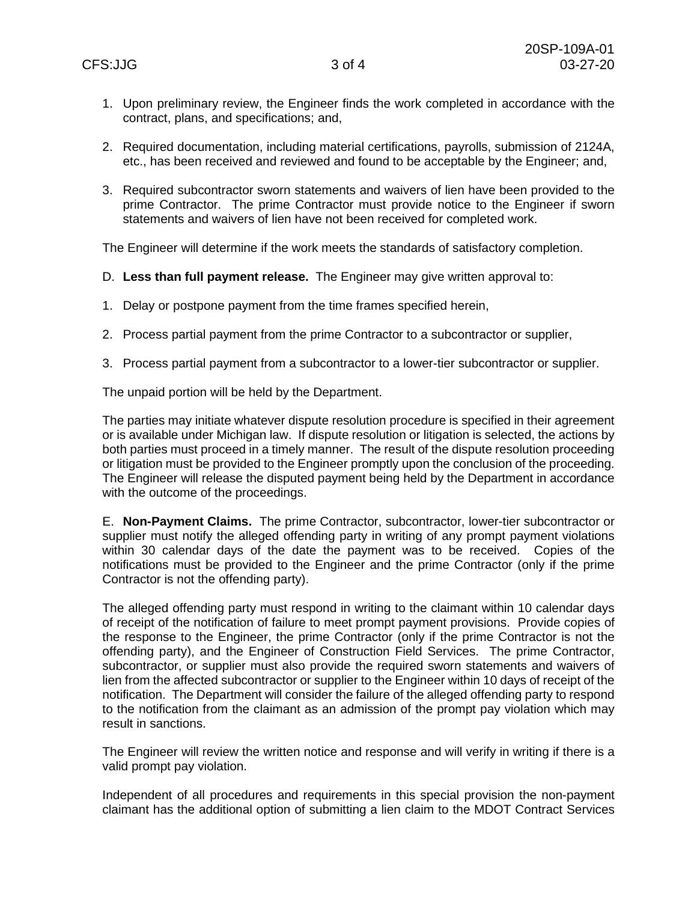1. Upon preliminary review, the Engineer finds the work completed in accordance with the contract, plans, and specifications; and,

2. Required documentation, including material certifications, payrolls, submission of 2124A, etc., has been received and reviewed and found to be acceptable by the Engineer; and,

3. Required subcontractor sworn statements and waivers of lien have been provided to the prime Contractor. The prime Contractor must provide notice to the Engineer if sworn statements and waivers of lien have not been received for completed work.

The Engineer will determine if the work meets the standards of satisfactory completion.

D. **Less than full payment release.** The Engineer may give written approval to:

1. Delay or postpone payment from the time frames specified herein,

2. Process partial payment from the prime Contractor to a subcontractor or supplier,

3. Process partial payment from a subcontractor to a lower-tier subcontractor or supplier.

The unpaid portion will be held by the Department.

The parties may initiate whatever dispute resolution procedure is specified in their agreement or is available under Michigan law. If dispute resolution or litigation is selected, the actions by both parties must proceed in a timely manner. The result of the dispute resolution proceeding or litigation must be provided to the Engineer promptly upon the conclusion of the proceeding. The Engineer will release the disputed payment being held by the Department in accordance with the outcome of the proceedings.

E. **Non-Payment Claims.** The prime Contractor, subcontractor, lower-tier subcontractor or supplier must notify the alleged offending party in writing of any prompt payment violations within 30 calendar days of the date the payment was to be received. Copies of the notifications must be provided to the Engineer and the prime Contractor (only if the prime Contractor is not the offending party).

The alleged offending party must respond in writing to the claimant within 10 calendar days of receipt of the notification of failure to meet prompt payment provisions. Provide copies of the response to the Engineer, the prime Contractor (only if the prime Contractor is not the offending party), and the Engineer of Construction Field Services. The prime Contractor, subcontractor, or supplier must also provide the required sworn statements and waivers of lien from the affected subcontractor or supplier to the Engineer within 10 days of receipt of the notification. The Department will consider the failure of the alleged offending party to respond to the notification from the claimant as an admission of the prompt pay violation which may result in sanctions.

The Engineer will review the written notice and response and will verify in writing if there is a valid prompt pay violation.

Independent of all procedures and requirements in this special provision the non-payment claimant has the additional option of submitting a lien claim to the MDOT Contract Services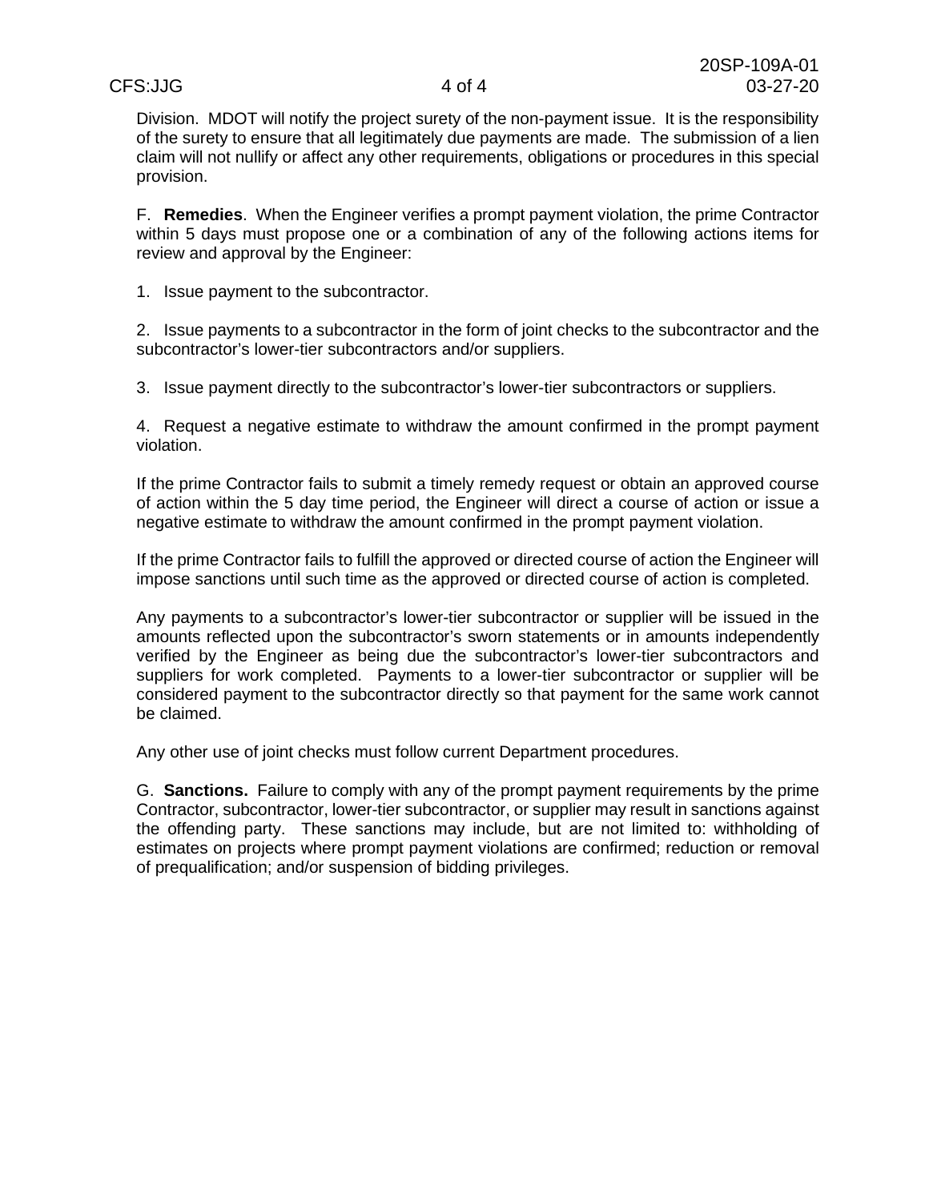Division. MDOT will notify the project surety of the non-payment issue. It is the responsibility of the surety to ensure that all legitimately due payments are made. The submission of a lien claim will not nullify or affect any other requirements, obligations or procedures in this special provision.

F. **Remedies**. When the Engineer verifies a prompt payment violation, the prime Contractor within 5 days must propose one or a combination of any of the following actions items for review and approval by the Engineer:

1. Issue payment to the subcontractor.

2. Issue payments to a subcontractor in the form of joint checks to the subcontractor and the subcontractor's lower-tier subcontractors and/or suppliers.

3. Issue payment directly to the subcontractor's lower-tier subcontractors or suppliers.

4. Request a negative estimate to withdraw the amount confirmed in the prompt payment violation.

If the prime Contractor fails to submit a timely remedy request or obtain an approved course of action within the 5 day time period, the Engineer will direct a course of action or issue a negative estimate to withdraw the amount confirmed in the prompt payment violation.

If the prime Contractor fails to fulfill the approved or directed course of action the Engineer will impose sanctions until such time as the approved or directed course of action is completed.

Any payments to a subcontractor's lower-tier subcontractor or supplier will be issued in the amounts reflected upon the subcontractor's sworn statements or in amounts independently verified by the Engineer as being due the subcontractor's lower-tier subcontractors and suppliers for work completed. Payments to a lower-tier subcontractor or supplier will be considered payment to the subcontractor directly so that payment for the same work cannot be claimed.

Any other use of joint checks must follow current Department procedures.

G. **Sanctions.** Failure to comply with any of the prompt payment requirements by the prime Contractor, subcontractor, lower-tier subcontractor, or supplier may result in sanctions against the offending party. These sanctions may include, but are not limited to: withholding of estimates on projects where prompt payment violations are confirmed; reduction or removal of prequalification; and/or suspension of bidding privileges.